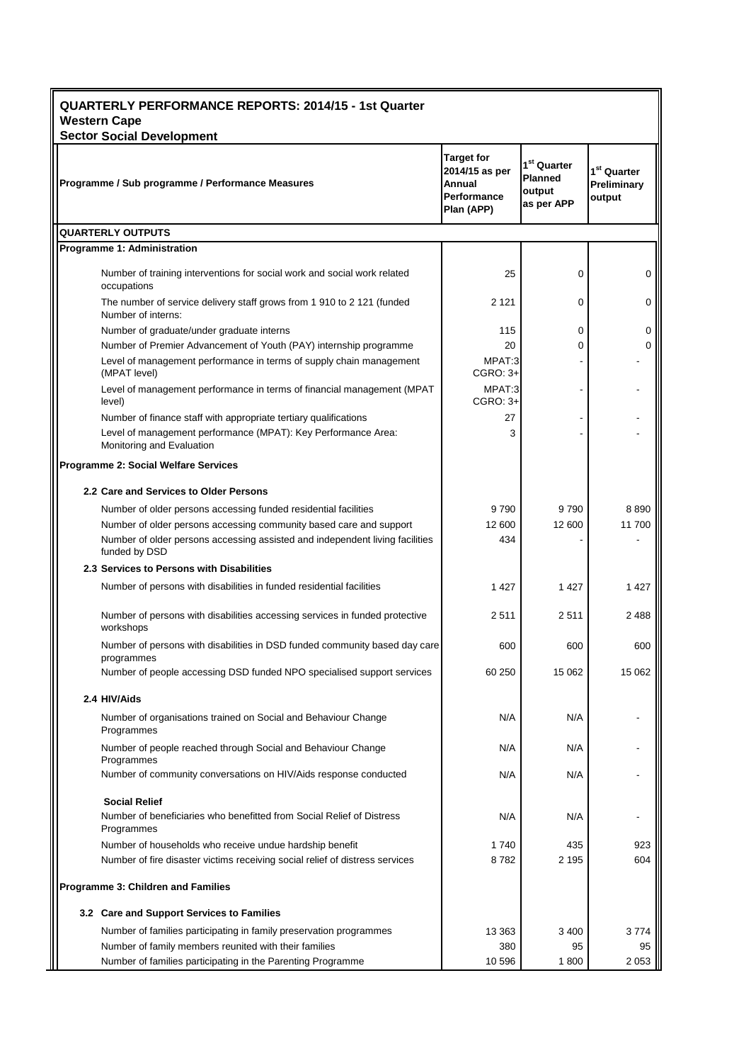**QUARTERLY PERFORMANCE REPORTS: 2014/15 - 1st Quarter**
**Western Cape**
**Sector Social Development**

| Programme / Sub programme / Performance Measures | Target for 2014/15 as per Annual Performance Plan (APP) | 1st Quarter Planned output as per APP | 1st Quarter Preliminary output |
|---|---|---|---|
| **QUARTERLY OUTPUTS** | | | |
| **Programme 1: Administration** | | | |
| Number of training interventions for social work and social work related occupations | 25 | 0 | 0 |
| The number of service delivery staff grows from 1 910 to 2 121 (funded Number of interns: | 2 121 | 0 | 0 |
| Number of graduate/under graduate interns | 115 | 0 | 0 |
| Number of Premier Advancement of Youth (PAY) internship programme | 20 | 0 | 0 |
| Level of management performance in terms of supply chain management (MPAT level) | MPAT:3 CGRO: 3+ | - | - |
| Level of management performance in terms of financial management (MPAT level) | MPAT:3 CGRO: 3+ | - | - |
| Number of finance staff with appropriate tertiary qualifications | 27 | - | - |
| Level of management performance (MPAT): Key Performance Area: Monitoring and Evaluation | 3 | - | - |
| **Programme 2: Social Welfare Services** | | | |
| **2.2 Care and Services to Older Persons** | | | |
| Number of older persons accessing funded residential facilities | 9 790 | 9 790 | 8 890 |
| Number of older persons accessing community based care and support | 12 600 | 12 600 | 11 700 |
| Number of older persons accessing assisted and independent living facilities funded by DSD | 434 | - | - |
| **2.3 Services to Persons with Disabilities** | | | |
| Number of persons with disabilities in funded residential facilities | 1 427 | 1 427 | 1 427 |
| Number of persons with disabilities accessing services in funded protective workshops | 2 511 | 2 511 | 2 488 |
| Number of persons with disabilities in DSD funded community based day care programmes | 600 | 600 | 600 |
| Number of people accessing DSD funded NPO specialised support services | 60 250 | 15 062 | 15 062 |
| **2.4 HIV/Aids** | | | |
| Number of organisations trained on Social and Behaviour Change Programmes | N/A | N/A | - |
| Number of people reached through Social and Behaviour Change Programmes | N/A | N/A | - |
| Number of community conversations on HIV/Aids response conducted | N/A | N/A | - |
| **Social Relief** | | | |
| Number of beneficiaries who benefitted from Social Relief of Distress Programmes | N/A | N/A | - |
| Number of households who receive undue hardship benefit | 1 740 | 435 | 923 |
| Number of fire disaster victims receiving social relief of distress services | 8 782 | 2 195 | 604 |
| **Programme 3: Children and Families** | | | |
| **3.2 Care and Support Services to Families** | | | |
| Number of families participating in family preservation programmes | 13 363 | 3 400 | 3 774 |
| Number of family members reunited with their families | 380 | 95 | 95 |
| Number of families participating in the Parenting Programme | 10 596 | 1 800 | 2 053 |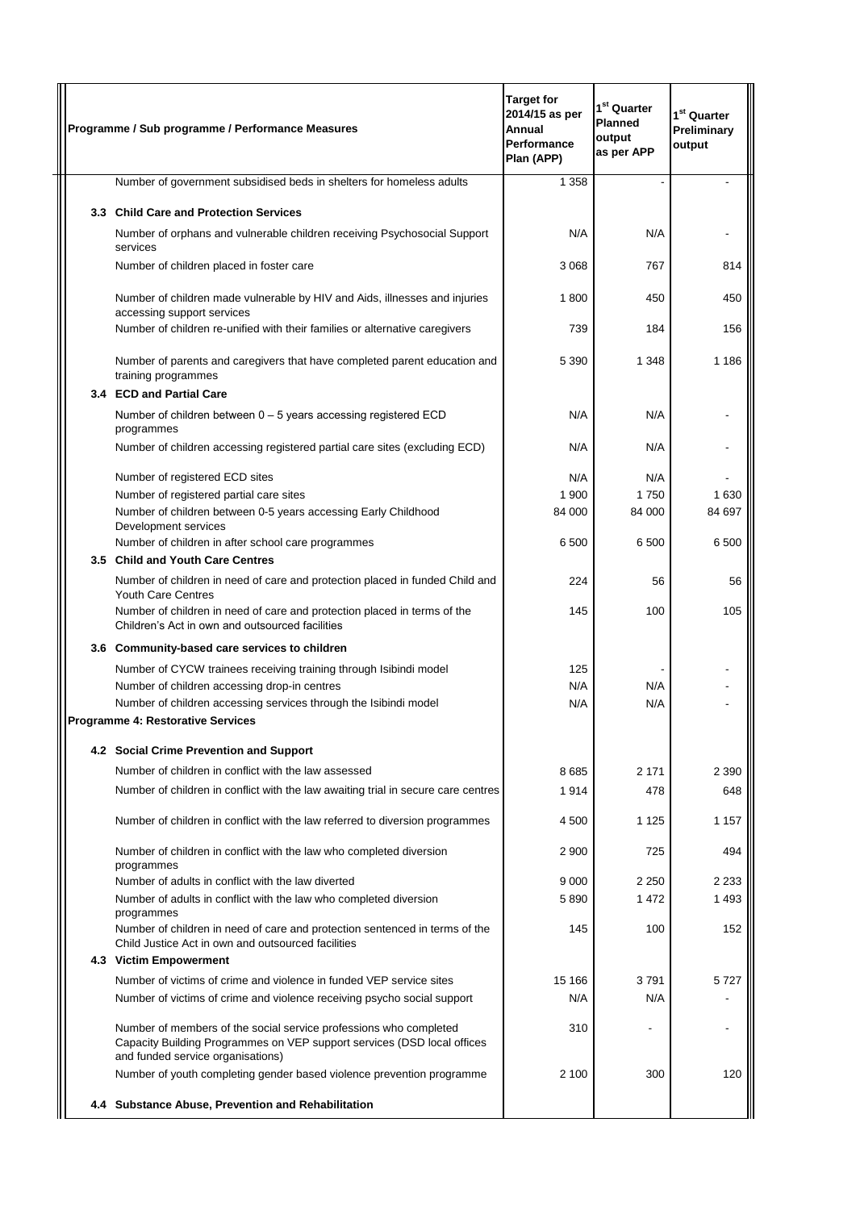| Programme / Sub programme / Performance Measures | Target for 2014/15 as per Annual Performance Plan (APP) | 1st Quarter Planned output as per APP | 1st Quarter Preliminary output |
|---|---|---|---|
| Number of government subsidised beds in shelters for homeless adults | 1 358 | - | - |
| **3.3 Child Care and Protection Services** | | | |
| Number of orphans and vulnerable children receiving Psychosocial Support services | N/A | N/A | - |
| Number of children placed in foster care | 3 068 | 767 | 814 |
| Number of children made vulnerable by HIV and Aids, illnesses and injuries accessing support services | 1 800 | 450 | 450 |
| Number of children re-unified with their families or alternative caregivers | 739 | 184 | 156 |
| Number of parents and caregivers that have completed parent education and training programmes | 5 390 | 1 348 | 1 186 |
| **3.4 ECD and Partial Care** | | | |
| Number of children between 0 – 5 years accessing registered ECD programmes | N/A | N/A | - |
| Number of children accessing registered partial care sites (excluding ECD) | N/A | N/A | - |
| Number of registered ECD sites | N/A | N/A | - |
| Number of registered partial care sites | 1 900 | 1 750 | 1 630 |
| Number of children between 0-5 years accessing Early Childhood Development services | 84 000 | 84 000 | 84 697 |
| Number of children in after school care programmes | 6 500 | 6 500 | 6 500 |
| **3.5 Child and Youth Care Centres** | | | |
| Number of children in need of care and protection placed in funded Child and Youth Care Centres | 224 | 56 | 56 |
| Number of children in need of care and protection placed in terms of the Children's Act in own and outsourced facilities | 145 | 100 | 105 |
| **3.6 Community-based care services to children** | | | |
| Number of CYCW trainees receiving training through Isibindi model | 125 | - | - |
| Number of children accessing drop-in centres | N/A | N/A | - |
| Number of children accessing services through the Isibindi model | N/A | N/A | - |
| **Programme 4: Restorative Services** | | | |
| **4.2 Social Crime Prevention and Support** | | | |
| Number of children in conflict with the law assessed | 8 685 | 2 171 | 2 390 |
| Number of children in conflict with the law awaiting trial in secure care centres | 1 914 | 478 | 648 |
| Number of children in conflict with the law referred to diversion programmes | 4 500 | 1 125 | 1 157 |
| Number of children in conflict with the law who completed diversion programmes | 2 900 | 725 | 494 |
| Number of adults in conflict with the law diverted | 9 000 | 2 250 | 2 233 |
| Number of adults in conflict with the law who completed diversion programmes | 5 890 | 1 472 | 1 493 |
| Number of children in need of care and protection sentenced in terms of the Child Justice Act in own and outsourced facilities | 145 | 100 | 152 |
| **4.3 Victim Empowerment** | | | |
| Number of victims of crime and violence in funded VEP service sites | 15 166 | 3 791 | 5 727 |
| Number of victims of crime and violence receiving psycho social support | N/A | N/A | - |
| Number of members of the social service professions who completed Capacity Building Programmes on VEP support services (DSD local offices and funded service organisations) | 310 | - | - |
| Number of youth completing gender based violence prevention programme | 2 100 | 300 | 120 |
| **4.4 Substance Abuse, Prevention and Rehabilitation** | | | |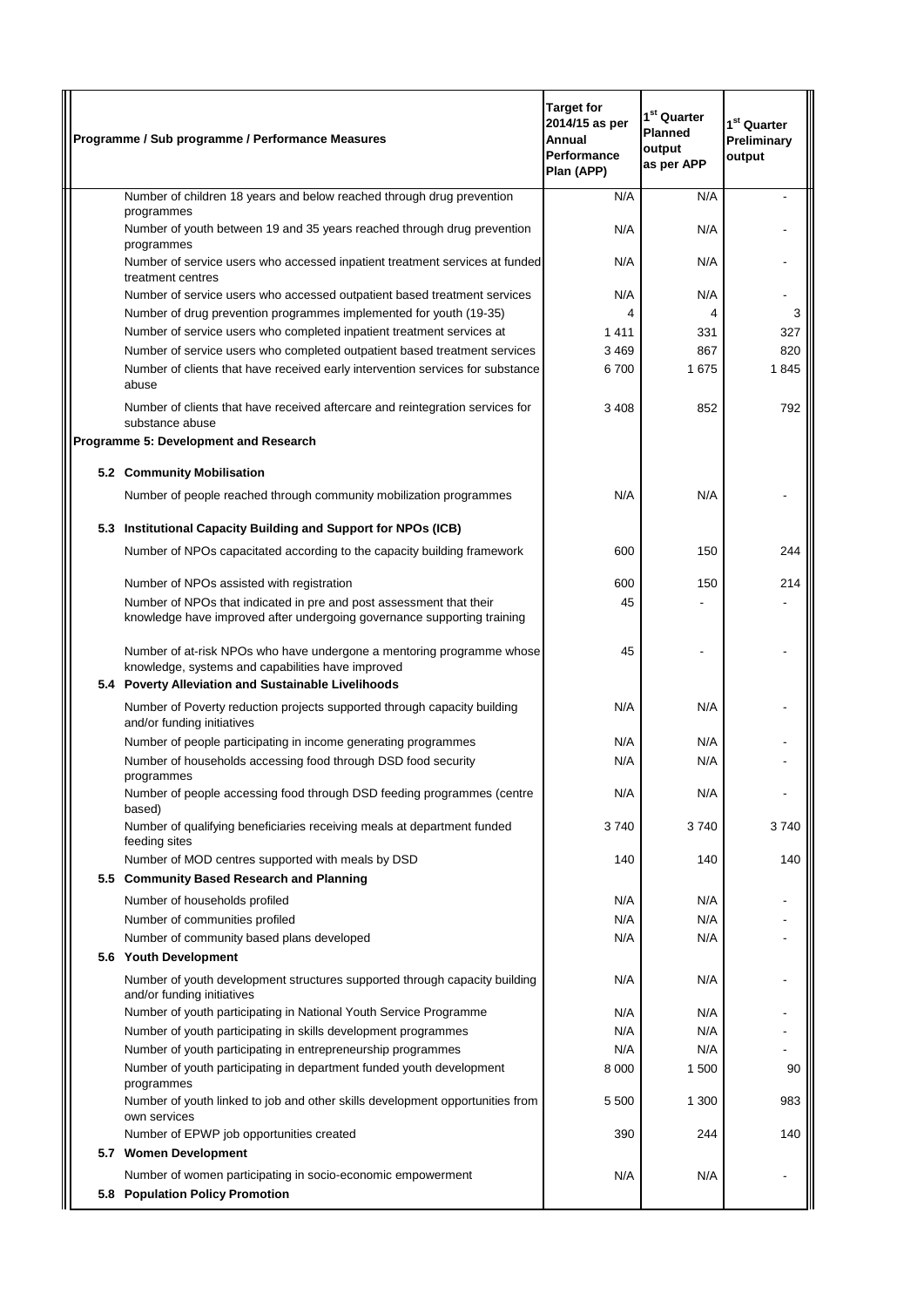| Programme / Sub programme / Performance Measures | Target for 2014/15 as per Annual Performance Plan (APP) | 1st Quarter Planned output as per APP | 1st Quarter Preliminary output |
|---|---|---|---|
| Number of children 18 years and below reached through drug prevention programmes | N/A | N/A | - |
| Number of youth between 19 and 35 years reached through drug prevention programmes | N/A | N/A | - |
| Number of service users who accessed inpatient treatment services at funded treatment centres | N/A | N/A | - |
| Number of service users who accessed outpatient based treatment services | N/A | N/A | - |
| Number of drug prevention programmes implemented for youth (19-35) | 4 | 4 | 3 |
| Number of service users who completed inpatient treatment services at | 1 411 | 331 | 327 |
| Number of service users who completed outpatient based treatment services | 3 469 | 867 | 820 |
| Number of clients that have received early intervention services for substance abuse | 6 700 | 1 675 | 1 845 |
| Number of clients that have received aftercare and reintegration services for substance abuse | 3 408 | 852 | 792 |
| **Programme 5: Development and Research** | | | |
| **5.2 Community Mobilisation** | | | |
| Number of people reached through community mobilization programmes | N/A | N/A | - |
| **5.3 Institutional Capacity Building and Support for NPOs (ICB)** | | | |
| Number of NPOs capacitated according to the capacity building framework | 600 | 150 | 244 |
| Number of NPOs assisted with registration | 600 | 150 | 214 |
| Number of NPOs that indicated in pre and post assessment that their knowledge have improved after undergoing governance supporting training | 45 | - | - |
| Number of at-risk NPOs who have undergone a mentoring programme whose knowledge, systems and capabilities have improved | 45 | - | - |
| **5.4 Poverty Alleviation and Sustainable Livelihoods** | | | |
| Number of Poverty reduction projects supported through capacity building and/or funding initiatives | N/A | N/A | - |
| Number of people participating in income generating programmes | N/A | N/A | - |
| Number of households accessing food through DSD food security programmes | N/A | N/A | - |
| Number of people accessing food through DSD feeding programmes (centre based) | N/A | N/A | - |
| Number of qualifying beneficiaries receiving meals at department funded feeding sites | 3 740 | 3 740 | 3 740 |
| Number of MOD centres supported with meals by DSD | 140 | 140 | 140 |
| **5.5 Community Based Research and Planning** | | | |
| Number of households profiled | N/A | N/A | - |
| Number of communities profiled | N/A | N/A | - |
| Number of community based plans developed | N/A | N/A | - |
| **5.6 Youth Development** | | | |
| Number of youth development structures supported through capacity building and/or funding initiatives | N/A | N/A | - |
| Number of youth participating in National Youth Service Programme | N/A | N/A | - |
| Number of youth participating in skills development programmes | N/A | N/A | - |
| Number of youth participating in entrepreneurship programmes | N/A | N/A | - |
| Number of youth participating in department funded youth development programmes | 8 000 | 1 500 | 90 |
| Number of youth linked to job and other skills development opportunities from own services | 5 500 | 1 300 | 983 |
| Number of EPWP job opportunities created | 390 | 244 | 140 |
| **5.7 Women Development** | | | |
| Number of women participating in socio-economic empowerment | N/A | N/A | - |
| **5.8 Population Policy Promotion** | | | |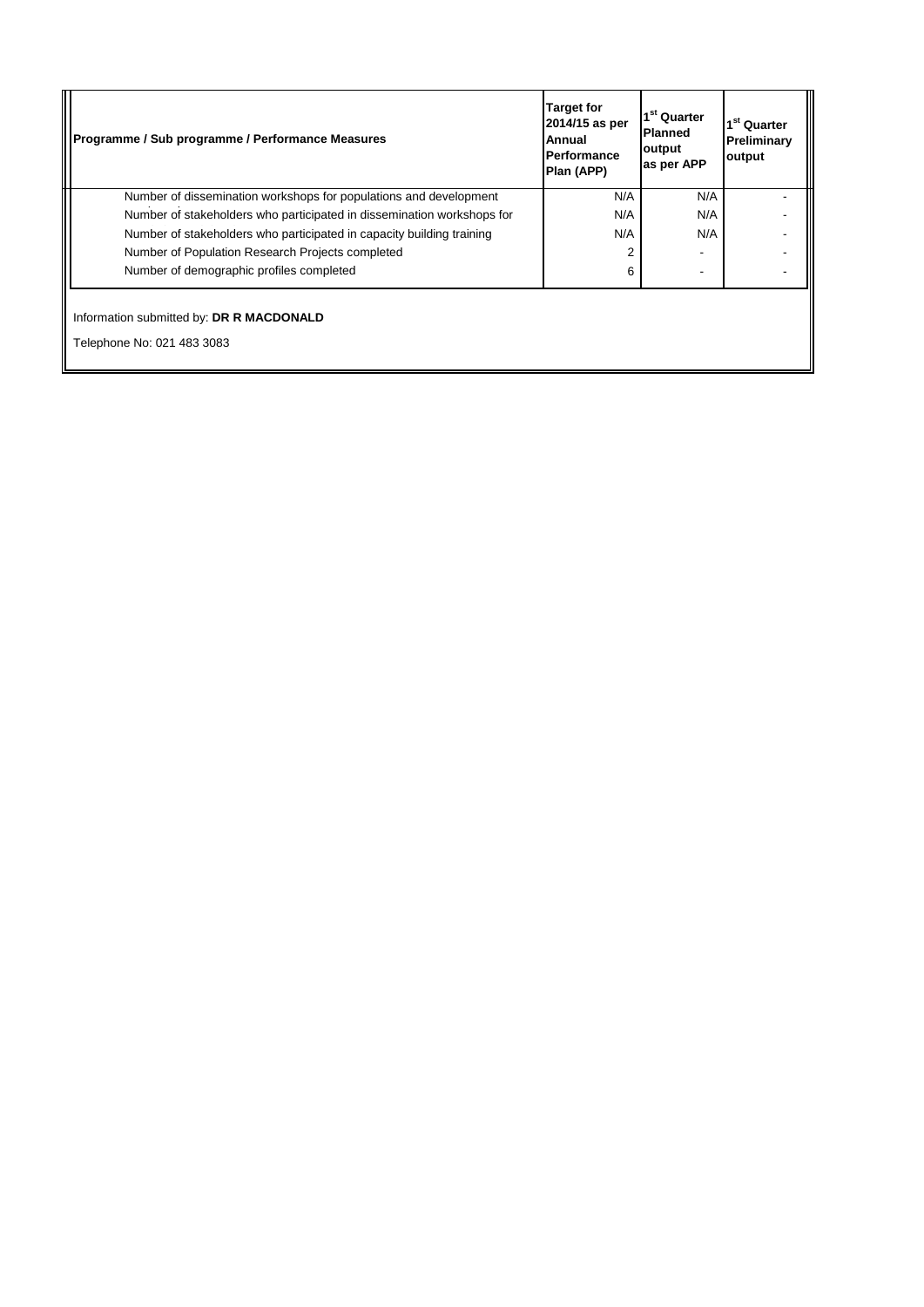| Programme / Sub programme / Performance Measures | Target for 2014/15 as per Annual Performance Plan (APP) | 1st Quarter Planned output as per APP | 1st Quarter Preliminary output |
|---|---|---|---|
| Number of dissemination workshops for populations and development | N/A | N/A | - |
| Number of stakeholders who participated in dissemination workshops for | N/A | N/A | - |
| Number of stakeholders who participated in capacity building training | N/A | N/A | - |
| Number of Population Research Projects completed | 2 | - | - |
| Number of demographic profiles completed | 6 | - | - |

Information submitted by: **DR R MACDONALD**

Telephone No: 021 483 3083